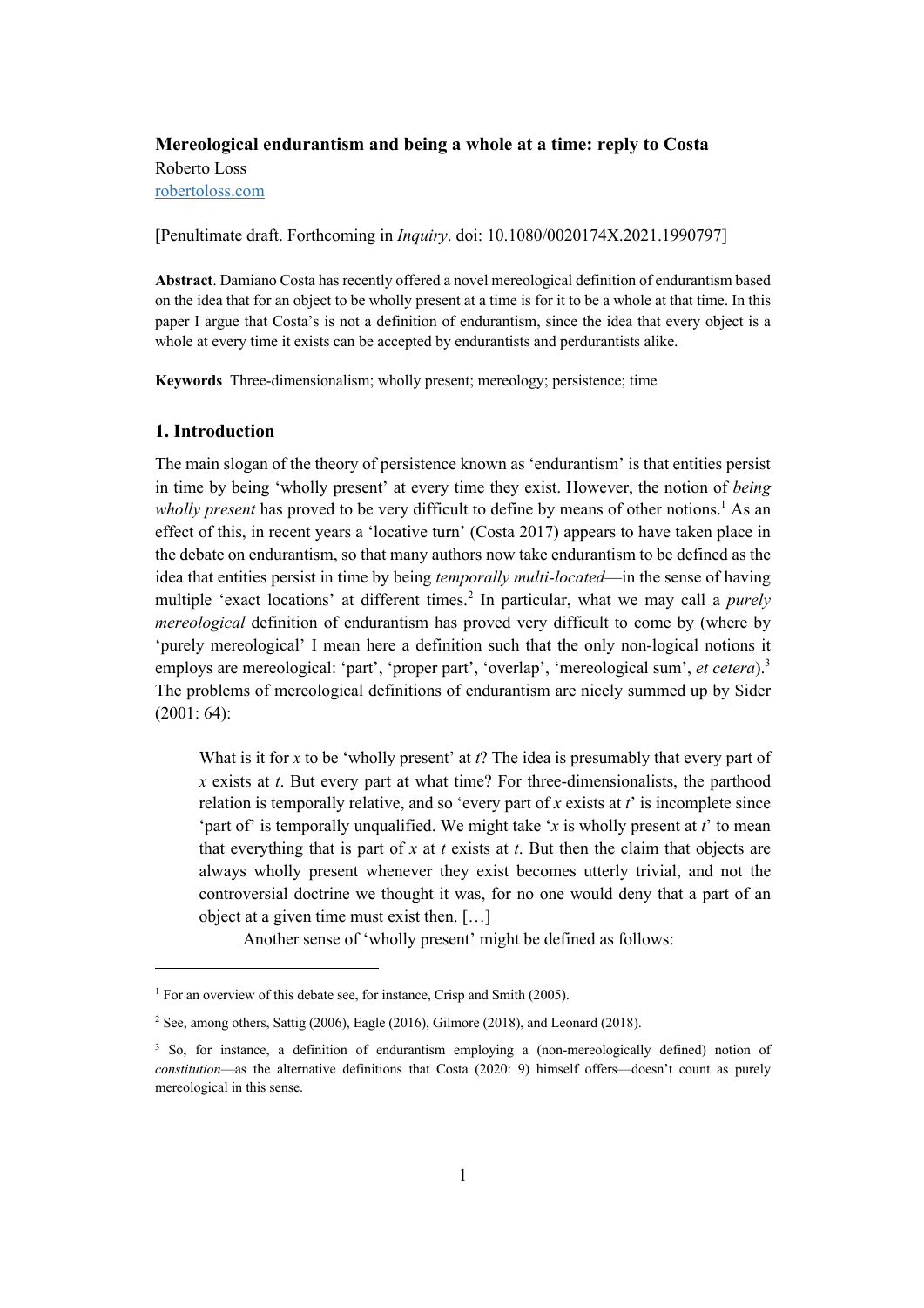**Mereological endurantism and being a whole at a time: reply to Costa**

Roberto Loss

robertoloss.com

[Penultimate draft. Forthcoming in *Inquiry*. doi: 10.1080/0020174X.2021.1990797]

**Abstract**. Damiano Costa has recently offered a novel mereological definition of endurantism based on the idea that for an object to be wholly present at a time is for it to be a whole at that time. In this paper I argue that Costa's is not a definition of endurantism, since the idea that every object is a whole at every time it exists can be accepted by endurantists and perdurantists alike.

**Keywords** Three-dimensionalism; wholly present; mereology; persistence; time

## 1. Introduction

The main slogan of the theory of persistence known as 'endurantism' is that entities persist in time by being 'wholly present' at every time they exist. However, the notion of *being wholly present* has proved to be very difficult to define by means of other notions.[1] As an effect of this, in recent years a 'locative turn' (Costa 2017) appears to have taken place in the debate on endurantism, so that many authors now take endurantism to be defined as the idea that entities persist in time by being *temporally multi-located*—in the sense of having multiple 'exact locations' at different times.[2] In particular, what we may call a *purely mereological* definition of endurantism has proved very difficult to come by (where by 'purely mereological' I mean here a definition such that the only non-logical notions it employs are mereological: 'part', 'proper part', 'overlap', 'mereological sum', *et cetera*).[3] The problems of mereological definitions of endurantism are nicely summed up by Sider (2001: 64):

> What is it for *x* to be 'wholly present' at *t*? The idea is presumably that every part of *x* exists at *t*. But every part at what time? For three-dimensionalists, the parthood relation is temporally relative, and so 'every part of *x* exists at *t*' is incomplete since 'part of' is temporally unqualified. We might take '*x* is wholly present at *t*' to mean that everything that is part of *x* at *t* exists at *t*. But then the claim that objects are always wholly present whenever they exist becomes utterly trivial, and not the controversial doctrine we thought it was, for no one would deny that a part of an object at a given time must exist then. […]
>
> Another sense of 'wholly present' might be defined as follows:

[1] For an overview of this debate see, for instance, Crisp and Smith (2005).

[2] See, among others, Sattig (2006), Eagle (2016), Gilmore (2018), and Leonard (2018).

[3] So, for instance, a definition of endurantism employing a (non-mereologically defined) notion of *constitution*—as the alternative definitions that Costa (2020: 9) himself offers—doesn't count as purely mereological in this sense.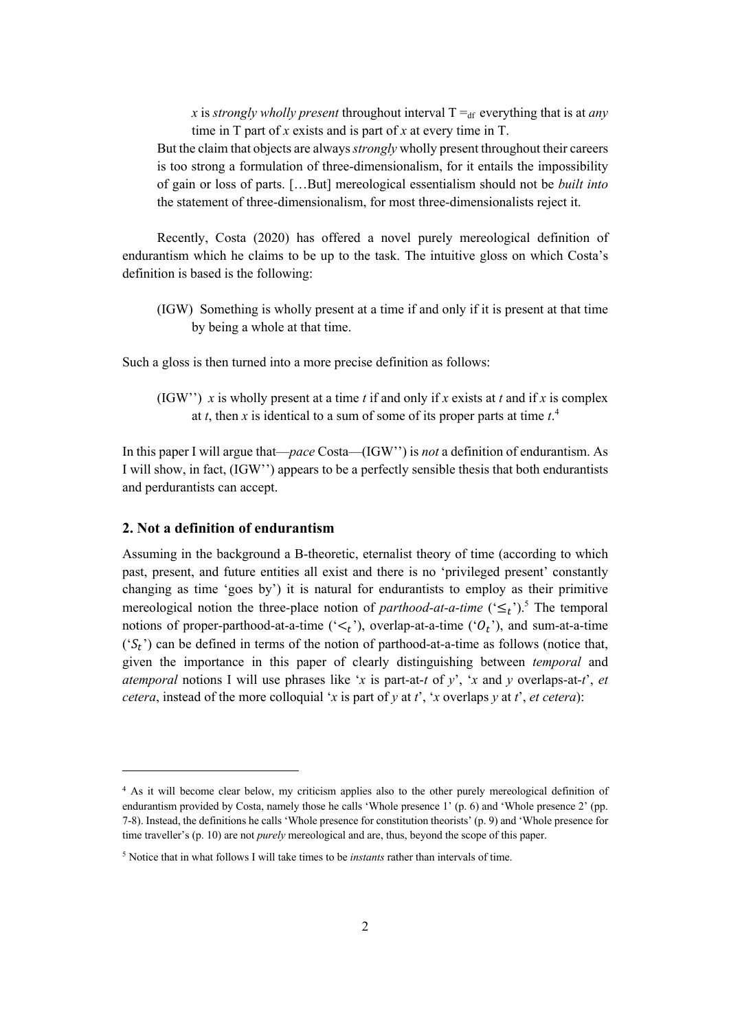> *x* is *strongly wholly present* throughout interval T $=_{df}$ everything that is at *any* time in T part of *x* exists and is part of *x* at every time in T.
>
> But the claim that objects are always *strongly* wholly present throughout their careers is too strong a formulation of three-dimensionalism, for it entails the impossibility of gain or loss of parts. […But] mereological essentialism should not be *built into* the statement of three-dimensionalism, for most three-dimensionalists reject it.

Recently, Costa (2020) has offered a novel purely mereological definition of endurantism which he claims to be up to the task. The intuitive gloss on which Costa's definition is based is the following:

> (IGW) Something is wholly present at a time if and only if it is present at that time by being a whole at that time.

Such a gloss is then turned into a more precise definition as follows:

> (IGW'') *x* is wholly present at a time *t* if and only if *x* exists at *t* and if *x* is complex at *t*, then *x* is identical to a sum of some of its proper parts at time *t*.[4]

In this paper I will argue that—*pace* Costa—(IGW'') is *not* a definition of endurantism. As I will show, in fact, (IGW'') appears to be a perfectly sensible thesis that both endurantists and perdurantists can accept.

## 2. Not a definition of endurantism

Assuming in the background a B-theoretic, eternalist theory of time (according to which past, present, and future entities all exist and there is no 'privileged present' constantly changing as time 'goes by') it is natural for endurantists to employ as their primitive mereological notion the three-place notion of *parthood-at-a-time* ('$\leq_t$').[5] The temporal notions of proper-parthood-at-a-time ('$<_t$'), overlap-at-a-time ('$O_t$'), and sum-at-a-time ('$S_t$') can be defined in terms of the notion of parthood-at-a-time as follows (notice that, given the importance in this paper of clearly distinguishing between *temporal* and *atemporal* notions I will use phrases like '*x* is part-at-*t* of *y*', '*x* and *y* overlaps-at-*t*', *et cetera*, instead of the more colloquial '*x* is part of *y* at *t*', '*x* overlaps *y* at *t*', *et cetera*):

---

[4] As it will become clear below, my criticism applies also to the other purely mereological definition of endurantism provided by Costa, namely those he calls 'Whole presence 1' (p. 6) and 'Whole presence 2' (pp. 7-8). Instead, the definitions he calls 'Whole presence for constitution theorists' (p. 9) and 'Whole presence for time traveller's (p. 10) are not *purely* mereological and are, thus, beyond the scope of this paper.

[5] Notice that in what follows I will take times to be *instants* rather than intervals of time.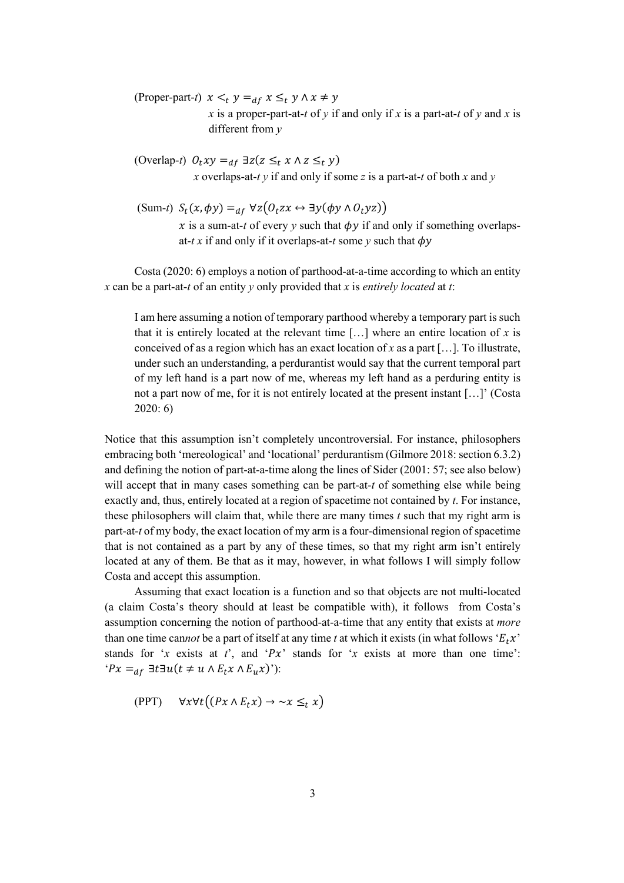(Proper-part-*t*) $x <_t y =_{df} x \leq_t y \wedge x \neq y$

*x* is a proper-part-at-*t* of *y* if and only if *x* is a part-at-*t* of *y* and *x* is different from *y*

(Overlap-*t*) $O_t xy =_{df} \exists z(z \leq_t x \wedge z \leq_t y)$

*x* overlaps-at-*t y* if and only if some *z* is a part-at-*t* of both *x* and *y*

(Sum-*t*) $S_t(x, \phi y) =_{df} \forall z\big(O_t zx \leftrightarrow \exists y(\phi y \wedge O_t yz)\big)$

$x$ is a sum-at-*t* of every *y* such that $\phi y$ if and only if something overlaps-at-*t x* if and only if it overlaps-at-*t* some *y* such that $\phi y$

Costa (2020: 6) employs a notion of parthood-at-a-time according to which an entity *x* can be a part-at-*t* of an entity *y* only provided that *x* is *entirely located* at *t*:

> I am here assuming a notion of temporary parthood whereby a temporary part is such that it is entirely located at the relevant time […] where an entire location of *x* is conceived of as a region which has an exact location of *x* as a part […]. To illustrate, under such an understanding, a perdurantist would say that the current temporal part of my left hand is a part now of me, whereas my left hand as a perduring entity is not a part now of me, for it is not entirely located at the present instant […]' (Costa 2020: 6)

Notice that this assumption isn't completely uncontroversial. For instance, philosophers embracing both 'mereological' and 'locational' perdurantism (Gilmore 2018: section 6.3.2) and defining the notion of part-at-a-time along the lines of Sider (2001: 57; see also below) will accept that in many cases something can be part-at-*t* of something else while being exactly and, thus, entirely located at a region of spacetime not contained by *t*. For instance, these philosophers will claim that, while there are many times *t* such that my right arm is part-at-*t* of my body, the exact location of my arm is a four-dimensional region of spacetime that is not contained as a part by any of these times, so that my right arm isn't entirely located at any of them. Be that as it may, however, in what follows I will simply follow Costa and accept this assumption.

Assuming that exact location is a function and so that objects are not multi-located (a claim Costa's theory should at least be compatible with), it follows from Costa's assumption concerning the notion of parthood-at-a-time that any entity that exists at *more* than one time can*not* be a part of itself at any time *t* at which it exists (in what follows '$E_t x$' stands for '*x* exists at *t*', and '$Px$' stands for '*x* exists at more than one time': '$Px =_{df} \exists t \exists u(t \neq u \wedge E_t x \wedge E_u x)$'):

(PPT) $\forall x \forall t\big((Px \wedge E_t x) \to {\sim} x \leq_t x\big)$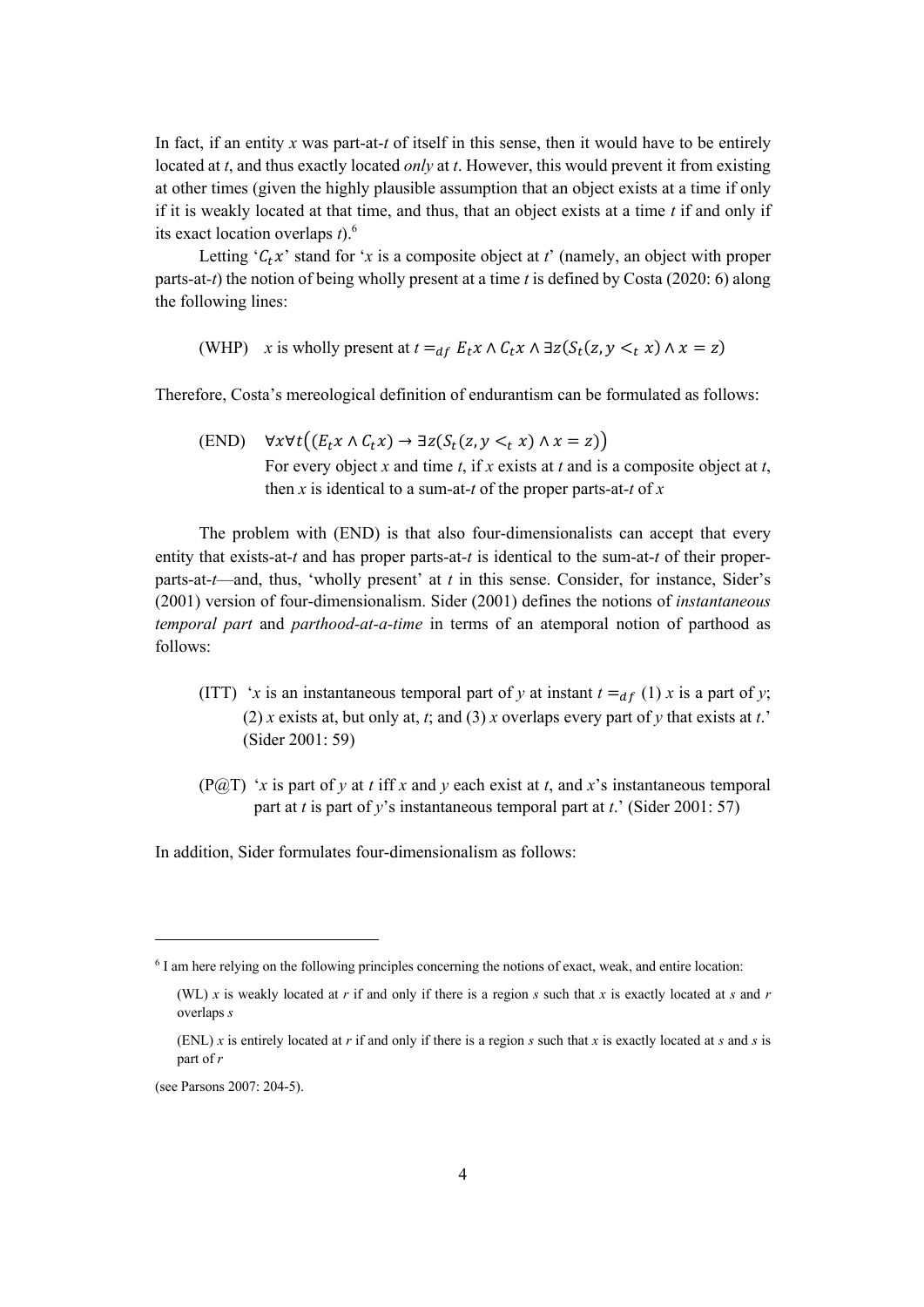In fact, if an entity *x* was part-at-*t* of itself in this sense, then it would have to be entirely located at *t*, and thus exactly located *only* at *t*. However, this would prevent it from existing at other times (given the highly plausible assumption that an object exists at a time if only if it is weakly located at that time, and thus, that an object exists at a time *t* if and only if its exact location overlaps *t*).[6]

Letting '$C_t x$' stand for '*x* is a composite object at *t*' (namely, an object with proper parts-at-*t*) the notion of being wholly present at a time *t* is defined by Costa (2020: 6) along the following lines:

(WHP) *x* is wholly present at $t =_{df} E_t x \wedge C_t x \wedge \exists z(S_t(z, y <_t x) \wedge x = z)$

Therefore, Costa's mereological definition of endurantism can be formulated as follows:

(END) $\forall x \forall t\big((E_t x \wedge C_t x) \rightarrow \exists z(S_t(z, y <_t x) \wedge x = z)\big)$
For every object *x* and time *t*, if *x* exists at *t* and is a composite object at *t*, then *x* is identical to a sum-at-*t* of the proper parts-at-*t* of *x*

The problem with (END) is that also four-dimensionalists can accept that every entity that exists-at-*t* and has proper parts-at-*t* is identical to the sum-at-*t* of their proper-parts-at-*t*—and, thus, 'wholly present' at *t* in this sense. Consider, for instance, Sider's (2001) version of four-dimensionalism. Sider (2001) defines the notions of *instantaneous temporal part* and *parthood-at-a-time* in terms of an atemporal notion of parthood as follows:

(ITT) '*x* is an instantaneous temporal part of *y* at instant $t =_{df}$ (1) *x* is a part of *y*; (2) *x* exists at, but only at, *t*; and (3) *x* overlaps every part of *y* that exists at *t*.' (Sider 2001: 59)

(P@T) '*x* is part of *y* at *t* iff *x* and *y* each exist at *t*, and *x*'s instantaneous temporal part at *t* is part of *y*'s instantaneous temporal part at *t*.' (Sider 2001: 57)

In addition, Sider formulates four-dimensionalism as follows:

---

[6] I am here relying on the following principles concerning the notions of exact, weak, and entire location:

(WL) *x* is weakly located at *r* if and only if there is a region *s* such that *x* is exactly located at *s* and *r* overlaps *s*

(ENL) *x* is entirely located at *r* if and only if there is a region *s* such that *x* is exactly located at *s* and *s* is part of *r*

(see Parsons 2007: 204-5).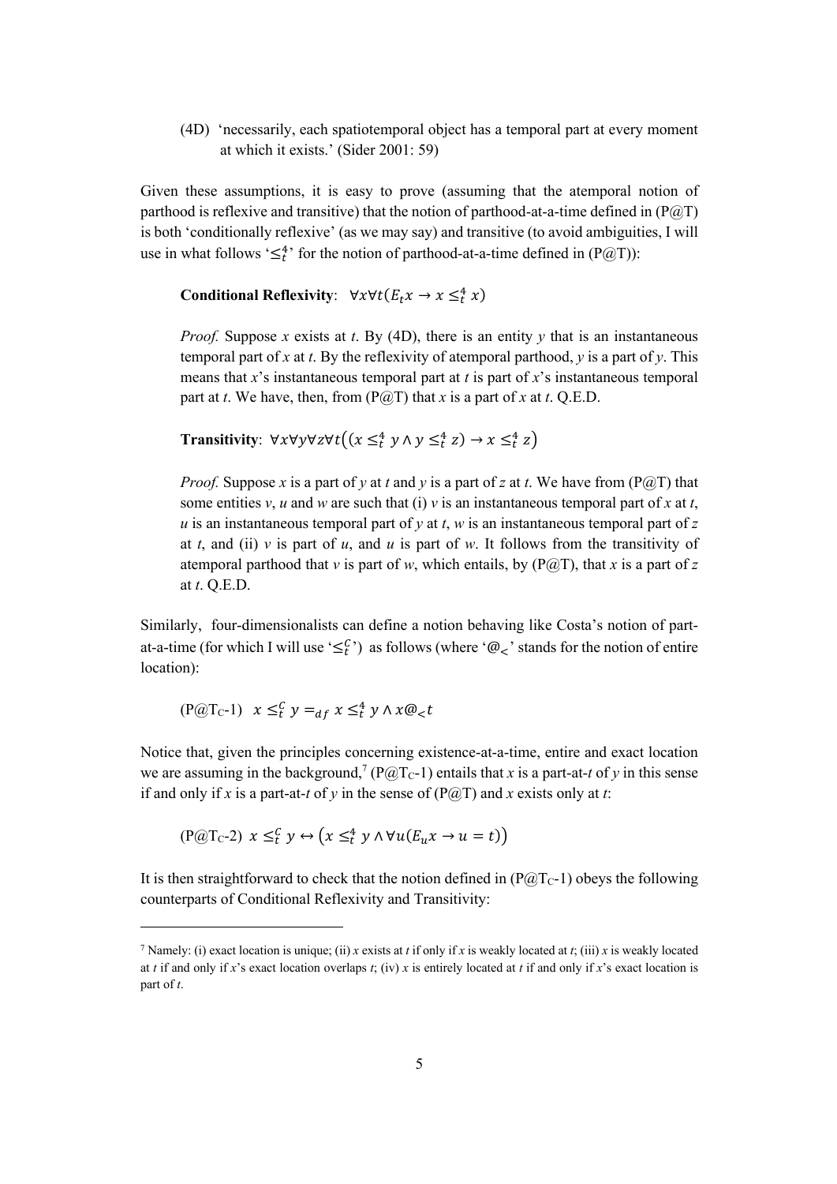(4D) 'necessarily, each spatiotemporal object has a temporal part at every moment at which it exists.' (Sider 2001: 59)

Given these assumptions, it is easy to prove (assuming that the atemporal notion of parthood is reflexive and transitive) that the notion of parthood-at-a-time defined in (P@T) is both 'conditionally reflexive' (as we may say) and transitive (to avoid ambiguities, I will use in what follows '$\leq_t^4$' for the notion of parthood-at-a-time defined in (P@T)):

**Conditional Reflexivity**: $\forall x \forall t (E_t x \rightarrow x \leq_t^4 x)$

*Proof.* Suppose *x* exists at *t*. By (4D), there is an entity *y* that is an instantaneous temporal part of *x* at *t*. By the reflexivity of atemporal parthood, *y* is a part of *y*. This means that *x*'s instantaneous temporal part at *t* is part of *x*'s instantaneous temporal part at *t*. We have, then, from (P@T) that *x* is a part of *x* at *t*. Q.E.D.

**Transitivity**: $\forall x \forall y \forall z \forall t \big( (x \leq_t^4 y \wedge y \leq_t^4 z) \rightarrow x \leq_t^4 z \big)$

*Proof.* Suppose *x* is a part of *y* at *t* and *y* is a part of *z* at *t*. We have from (P@T) that some entities *v*, *u* and *w* are such that (i) *v* is an instantaneous temporal part of *x* at *t*, *u* is an instantaneous temporal part of *y* at *t*, *w* is an instantaneous temporal part of *z* at *t*, and (ii) *v* is part of *u*, and *u* is part of *w*. It follows from the transitivity of atemporal parthood that *v* is part of *w*, which entails, by (P@T), that *x* is a part of *z* at *t*. Q.E.D.

Similarly, four-dimensionalists can define a notion behaving like Costa's notion of part-at-a-time (for which I will use '$\leq_t^C$') as follows (where '$@_<$' stands for the notion of entire location):

(P@T$_C$-1) $x \leq_t^C y =_{df} x \leq_t^4 y \wedge x @_< t$

Notice that, given the principles concerning existence-at-a-time, entire and exact location we are assuming in the background,[7] (P@T$_C$-1) entails that *x* is a part-at-*t* of *y* in this sense if and only if *x* is a part-at-*t* of *y* in the sense of (P@T) and *x* exists only at *t*:

(P@T$_C$-2) $x \leq_t^C y \leftrightarrow \big( x \leq_t^4 y \wedge \forall u (E_u x \rightarrow u = t) \big)$

It is then straightforward to check that the notion defined in (P@T$_C$-1) obeys the following counterparts of Conditional Reflexivity and Transitivity:

[7] Namely: (i) exact location is unique; (ii) *x* exists at *t* if only if *x* is weakly located at *t*; (iii) *x* is weakly located at *t* if and only if *x*'s exact location overlaps *t*; (iv) *x* is entirely located at *t* if and only if *x*'s exact location is part of *t*.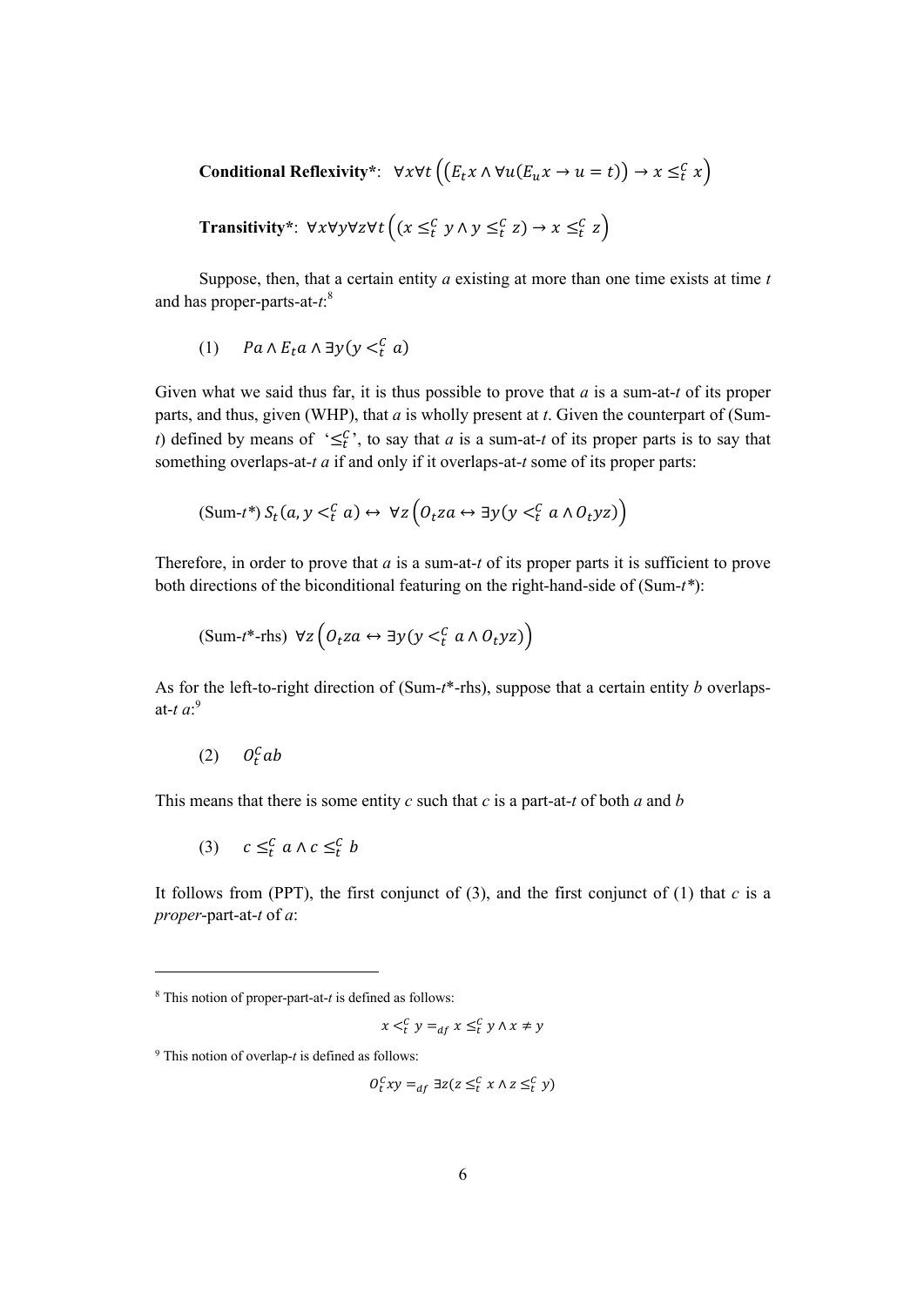**Conditional Reflexivity***: $\forall x \forall t \left( \left( E_t x \wedge \forall u (E_u x \rightarrow u = t) \right) \rightarrow x \leq_t^C x \right)$

**Transitivity***: $\forall x \forall y \forall z \forall t \left( (x \leq_t^C y \wedge y \leq_t^C z) \rightarrow x \leq_t^C z \right)$

Suppose, then, that a certain entity *a* existing at more than one time exists at time *t* and has proper-parts-at-*t*:[8]

(1) $\quad Pa \wedge E_t a \wedge \exists y (y <_t^C a)$

Given what we said thus far, it is thus possible to prove that *a* is a sum-at-*t* of its proper parts, and thus, given (WHP), that *a* is wholly present at *t*. Given the counterpart of (Sum-*t*) defined by means of '$\leq_t^C$', to say that *a* is a sum-at-*t* of its proper parts is to say that something overlaps-at-*t* *a* if and only if it overlaps-at-*t* some of its proper parts:

(Sum-*t**) $S_t(a, y <_t^C a) \leftrightarrow \forall z \left( O_t za \leftrightarrow \exists y (y <_t^C a \wedge O_t yz) \right)$

Therefore, in order to prove that *a* is a sum-at-*t* of its proper parts it is sufficient to prove both directions of the biconditional featuring on the right-hand-side of (Sum-*t**):

(Sum-*t**-rhs) $\forall z \left( O_t za \leftrightarrow \exists y (y <_t^C a \wedge O_t yz) \right)$

As for the left-to-right direction of (Sum-*t**-rhs), suppose that a certain entity *b* overlaps-at-*t* *a*:[9]

(2) $\quad O_t^C ab$

This means that there is some entity *c* such that *c* is a part-at-*t* of both *a* and *b*

(3) $\quad c \leq_t^C a \wedge c \leq_t^C b$

It follows from (PPT), the first conjunct of (3), and the first conjunct of (1) that *c* is a *proper*-part-at-*t* of *a*:

---

[8] This notion of proper-part-at-*t* is defined as follows:

$$x <_t^C y =_{df} x \leq_t^C y \wedge x \neq y$$

[9] This notion of overlap-*t* is defined as follows:

$$O_t^C xy =_{df} \exists z (z \leq_t^C x \wedge z \leq_t^C y)$$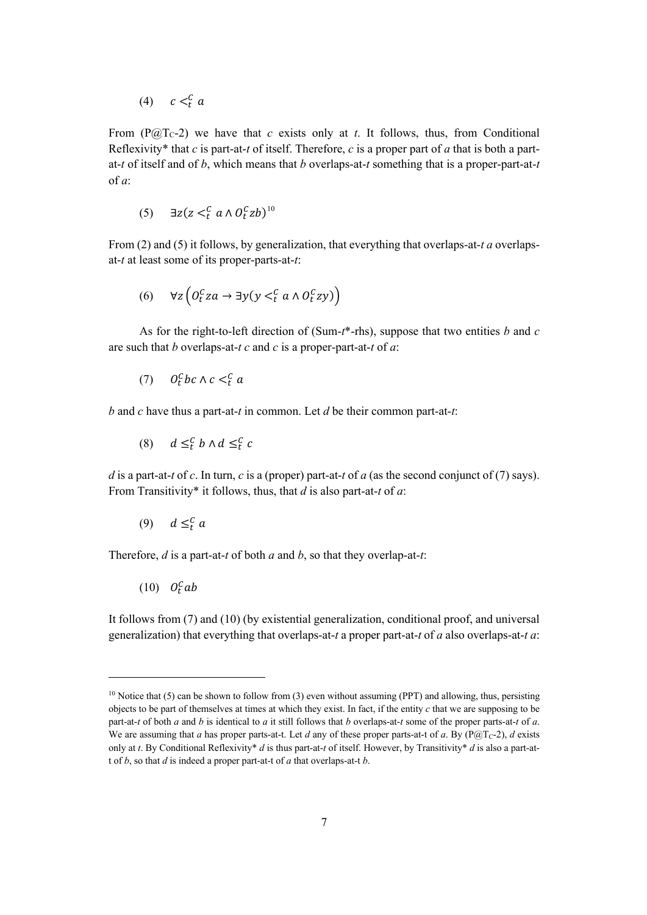(4) $\quad c <_t^C a$

From (P@T$_C$-2) we have that *c* exists only at *t*. It follows, thus, from Conditional Reflexivity* that *c* is part-at-*t* of itself. Therefore, *c* is a proper part of *a* that is both a part-at-*t* of itself and of *b*, which means that *b* overlaps-at-*t* something that is a proper-part-at-*t* of *a*:

(5) $\quad \exists z(z <_t^C a \wedge O_t^C zb)$[10]

From (2) and (5) it follows, by generalization, that everything that overlaps-at-*t* *a* overlaps-at-*t* at least some of its proper-parts-at-*t*:

(6) $\quad \forall z\left(O_t^C za \rightarrow \exists y(y <_t^C a \wedge O_t^C zy)\right)$

As for the right-to-left direction of (Sum-*t**-rhs), suppose that two entities *b* and *c* are such that *b* overlaps-at-*t* *c* and *c* is a proper-part-at-*t* of *a*:

(7) $\quad O_t^C bc \wedge c <_t^C a$

*b* and *c* have thus a part-at-*t* in common. Let *d* be their common part-at-*t*:

(8) $\quad d \leq_t^C b \wedge d \leq_t^C c$

*d* is a part-at-*t* of *c*. In turn, *c* is a (proper) part-at-*t* of *a* (as the second conjunct of (7) says). From Transitivity* it follows, thus, that *d* is also part-at-*t* of *a*:

(9) $\quad d \leq_t^C a$

Therefore, *d* is a part-at-*t* of both *a* and *b*, so that they overlap-at-*t*:

(10) $\quad O_t^C ab$

It follows from (7) and (10) (by existential generalization, conditional proof, and universal generalization) that everything that overlaps-at-*t* a proper part-at-*t* of *a* also overlaps-at-*t* *a*:

---

[10] Notice that (5) can be shown to follow from (3) even without assuming (PPT) and allowing, thus, persisting objects to be part of themselves at times at which they exist. In fact, if the entity *c* that we are supposing to be part-at-*t* of both *a* and *b* is identical to *a* it still follows that *b* overlaps-at-*t* some of the proper parts-at-*t* of *a*. We are assuming that *a* has proper parts-at-t. Let *d* any of these proper parts-at-t of *a*. By (P@T$_C$-2), *d* exists only at *t*. By Conditional Reflexivity* *d* is thus part-at-*t* of itself. However, by Transitivity* *d* is also a part-at-t of *b*, so that *d* is indeed a proper part-at-t of *a* that overlaps-at-t *b*.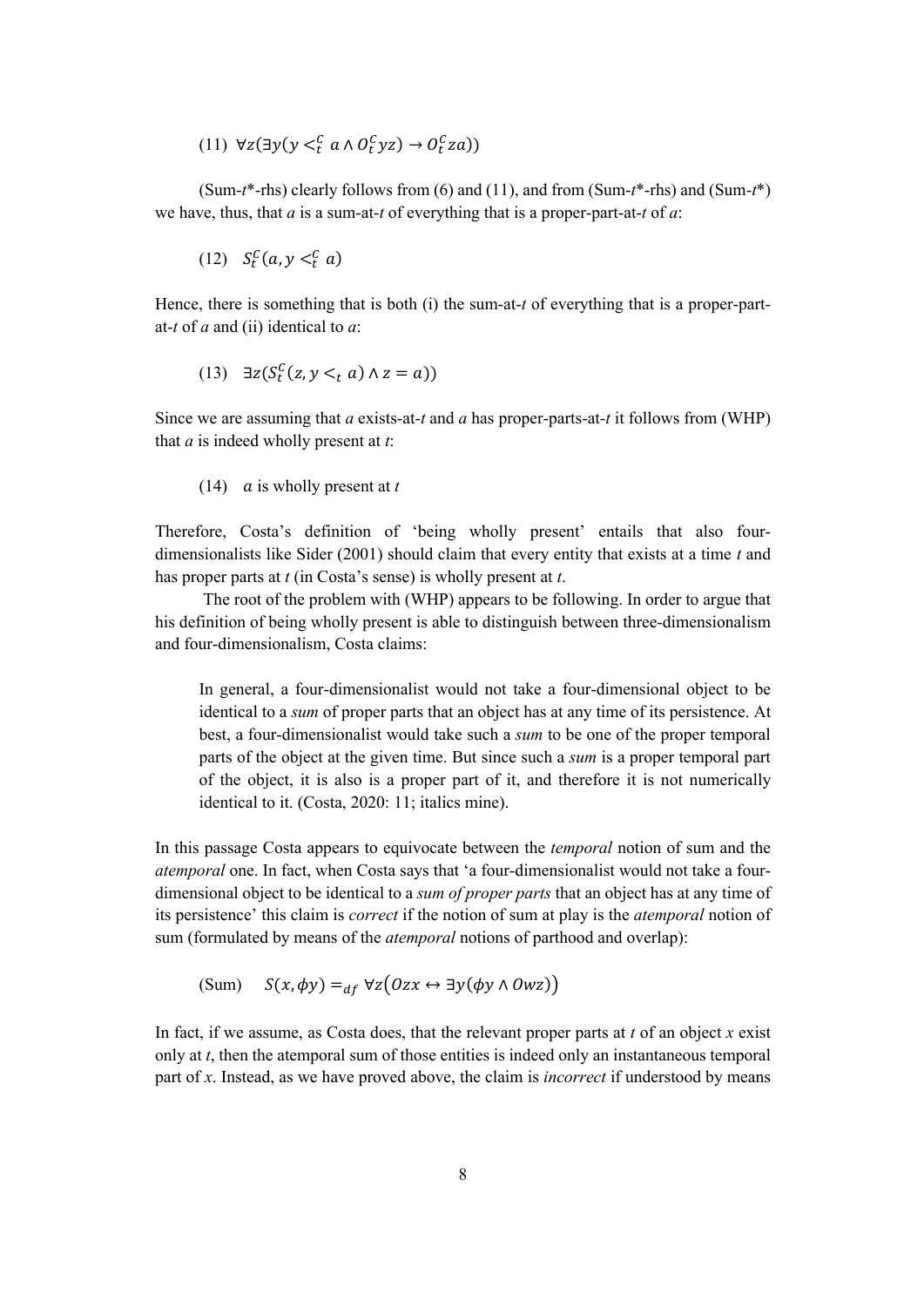(11) $\forall z(\exists y(y <_t^C a \wedge O_t^C yz) \rightarrow O_t^C za))$

(Sum-$t$*-rhs) clearly follows from (6) and (11), and from (Sum-$t$*-rhs) and (Sum-$t$*) we have, thus, that $a$ is a sum-at-$t$ of everything that is a proper-part-at-$t$ of $a$:

(12) $S_t^C(a, y <_t^C a)$

Hence, there is something that is both (i) the sum-at-$t$ of everything that is a proper-part-at-$t$ of $a$ and (ii) identical to $a$:

(13) $\exists z(S_t^C(z, y <_t a) \wedge z = a))$

Since we are assuming that $a$ exists-at-$t$ and $a$ has proper-parts-at-$t$ it follows from (WHP) that $a$ is indeed wholly present at $t$:

(14) $a$ is wholly present at $t$

Therefore, Costa's definition of 'being wholly present' entails that also four-dimensionalists like Sider (2001) should claim that every entity that exists at a time $t$ and has proper parts at $t$ (in Costa's sense) is wholly present at $t$.

The root of the problem with (WHP) appears to be following. In order to argue that his definition of being wholly present is able to distinguish between three-dimensionalism and four-dimensionalism, Costa claims:

> In general, a four-dimensionalist would not take a four-dimensional object to be identical to a *sum* of proper parts that an object has at any time of its persistence. At best, a four-dimensionalist would take such a *sum* to be one of the proper temporal parts of the object at the given time. But since such a *sum* is a proper temporal part of the object, it is also is a proper part of it, and therefore it is not numerically identical to it. (Costa, 2020: 11; italics mine).

In this passage Costa appears to equivocate between the *temporal* notion of sum and the *atemporal* one. In fact, when Costa says that 'a four-dimensionalist would not take a four-dimensional object to be identical to a *sum of proper parts* that an object has at any time of its persistence' this claim is *correct* if the notion of sum at play is the *atemporal* notion of sum (formulated by means of the *atemporal* notions of parthood and overlap):

(Sum) $S(x, \phi y) =_{df} \forall z\big(Ozx \leftrightarrow \exists y(\phi y \wedge Owz)\big)$

In fact, if we assume, as Costa does, that the relevant proper parts at $t$ of an object $x$ exist only at $t$, then the atemporal sum of those entities is indeed only an instantaneous temporal part of $x$. Instead, as we have proved above, the claim is *incorrect* if understood by means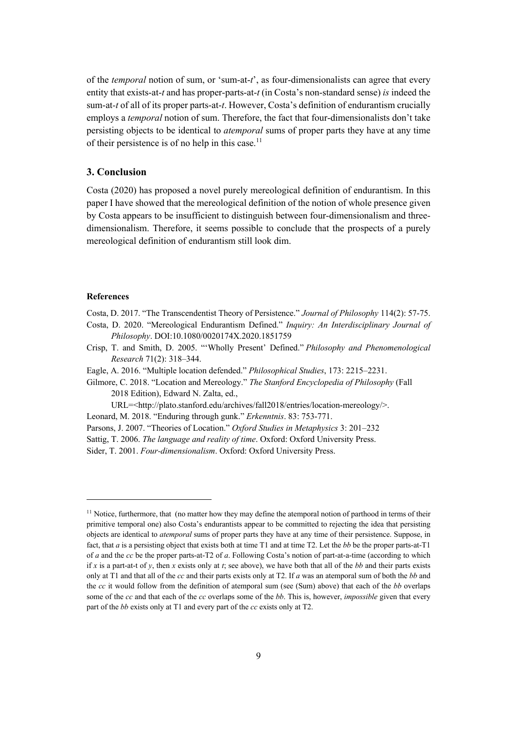of the *temporal* notion of sum, or 'sum-at-*t*', as four-dimensionalists can agree that every entity that exists-at-*t* and has proper-parts-at-*t* (in Costa's non-standard sense) *is* indeed the sum-at-*t* of all of its proper parts-at-*t*. However, Costa's definition of endurantism crucially employs a *temporal* notion of sum. Therefore, the fact that four-dimensionalists don't take persisting objects to be identical to *atemporal* sums of proper parts they have at any time of their persistence is of no help in this case.[11]

## 3. Conclusion

Costa (2020) has proposed a novel purely mereological definition of endurantism. In this paper I have showed that the mereological definition of the notion of whole presence given by Costa appears to be insufficient to distinguish between four-dimensionalism and three-dimensionalism. Therefore, it seems possible to conclude that the prospects of a purely mereological definition of endurantism still look dim.

### References

Costa, D. 2017. "The Transcendentist Theory of Persistence." *Journal of Philosophy* 114(2): 57-75.

Costa, D. 2020. "Mereological Endurantism Defined." *Inquiry: An Interdisciplinary Journal of Philosophy*. DOI:10.1080/0020174X.2020.1851759

Crisp, T. and Smith, D. 2005. "'Wholly Present' Defined." *Philosophy and Phenomenological Research* 71(2): 318–344.

Eagle, A. 2016. "Multiple location defended." *Philosophical Studies*, 173: 2215–2231.

Gilmore, C. 2018. "Location and Mereology." *The Stanford Encyclopedia of Philosophy* (Fall 2018 Edition), Edward N. Zalta, ed., URL=<http://plato.stanford.edu/archives/fall2018/entries/location-mereology/>.

Leonard, M. 2018. "Enduring through gunk." *Erkenntnis*. 83: 753-771.

Parsons, J. 2007. "Theories of Location." *Oxford Studies in Metaphysics* 3: 201–232

Sattig, T. 2006. *The language and reality of time*. Oxford: Oxford University Press.

Sider, T. 2001. *Four-dimensionalism*. Oxford: Oxford University Press.

---

[11] Notice, furthermore, that (no matter how they may define the atemporal notion of parthood in terms of their primitive temporal one) also Costa's endurantists appear to be committed to rejecting the idea that persisting objects are identical to *atemporal* sums of proper parts they have at any time of their persistence. Suppose, in fact, that *a* is a persisting object that exists both at time T1 and at time T2. Let the *bb* be the proper parts-at-T1 of *a* and the *cc* be the proper parts-at-T2 of *a*. Following Costa's notion of part-at-a-time (according to which if *x* is a part-at-t of *y*, then *x* exists only at *t*; see above), we have both that all of the *bb* and their parts exists only at T1 and that all of the *cc* and their parts exists only at T2. If *a* was an atemporal sum of both the *bb* and the *cc* it would follow from the definition of atemporal sum (see (Sum) above) that each of the *bb* overlaps some of the *cc* and that each of the *cc* overlaps some of the *bb*. This is, however, *impossible* given that every part of the *bb* exists only at T1 and every part of the *cc* exists only at T2.